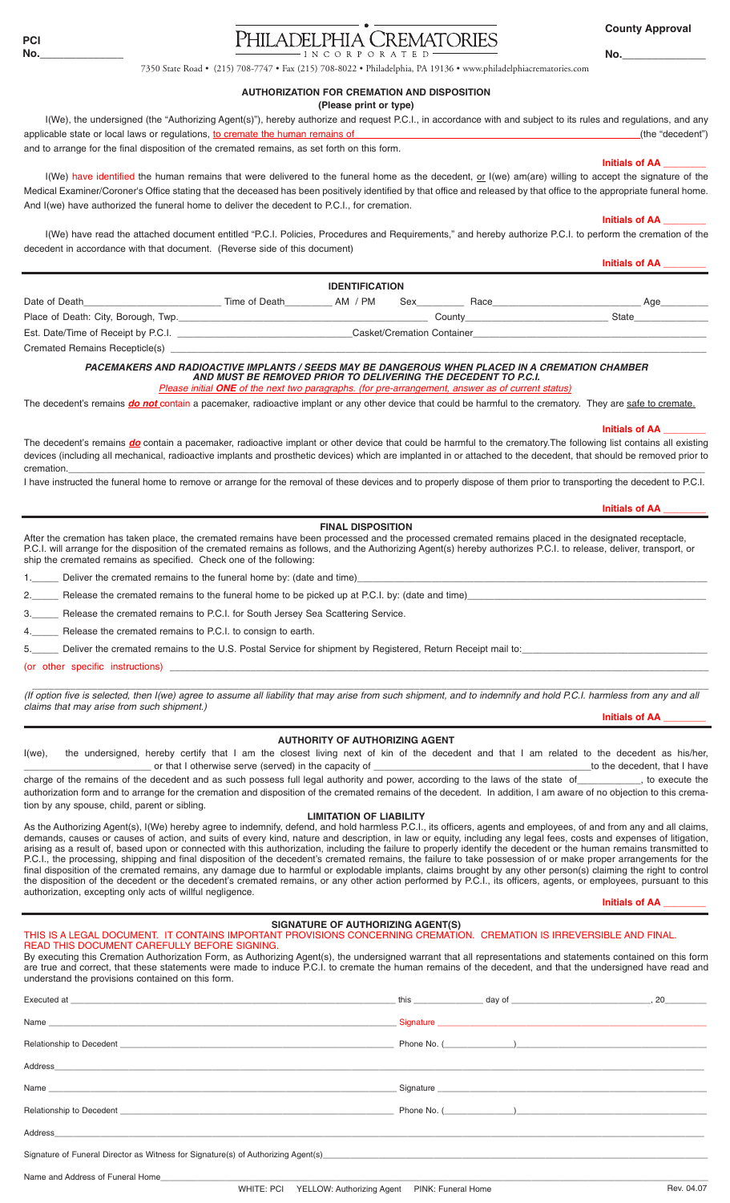**PCI No.**\_\_\_\_\_\_\_\_\_\_\_\_

# PHILADELPHIA CREMATORIES INCORPORATED

**County Approval No.**\_\_\_\_\_\_\_\_\_\_\_\_

7350 State Road • (215) 708-7747 • Fax (215) 708-8022 • Philadelphia, PA 19136 • www.philadelphiacrematories.com

## AUTHORIZATION FOR CREMATION AND DISPOSITION

**(Please print or type)**

I(We), the undersigned (the "Authorizing Agent(s)"), hereby authorize and request P.C.I., in accordance with and subject to its rules and regulations, and any applicable state or local laws or regulations, to cremate the human remains of \_\_\_\_\_\_\_\_\_\_\_\_\_\_\_\_\_\_\_\_\_\_\_\_\_\_\_\_\_\_\_\_\_\_\_\_\_\_\_\_(the "decedent") and to arrange for the final disposition of the cremated remains, as set forth on this form.

**Initials of AA** \_\_\_\_\_\_\_

I(We) have identified the human remains that were delivered to the funeral home as the decedent, or I(we) am(are) willing to accept the signature of the Medical Examiner/Coroner's Office stating that the deceased has been positively identified by that office and released by that office to the appropriate funeral home. And I(we) have authorized the funeral home to deliver the decedent to P.C.I., for cremation.

**Initials of AA** \_\_\_\_\_\_\_

I(We) have read the attached document entitled "P.C.I. Policies, Procedures and Requirements," and hereby authorize P.C.I. to perform the cremation of the decedent in accordance with that document. (Reverse side of this document)

**Initials of AA** \_\_\_\_\_\_\_

### IDENTIFICATION

Date of Death\_\_\_\_\_\_\_\_\_\_\_\_\_\_\_\_\_\_ Time of Death\_\_\_\_\_\_\_\_ AM / PM Sex\_\_\_\_\_\_\_\_ Race\_\_\_\_\_\_\_\_\_\_\_\_\_\_\_\_\_\_\_\_ Age\_\_\_\_\_\_\_

Place of Death: City, Borough, Twp.\_\_\_\_\_\_\_\_\_\_\_\_\_\_\_\_\_\_\_\_\_\_\_\_\_\_\_\_\_\_\_ County\_\_\_\_\_\_\_\_\_\_\_\_\_\_\_\_\_\_\_\_ State\_\_\_\_\_\_\_\_\_\_

Est. Date/Time of Receipt by P.C.I. \_\_\_\_\_\_\_\_\_\_\_\_\_\_\_\_\_\_\_\_\_\_\_\_\_\_\_\_ Casket/Cremation Container\_\_\_\_\_\_\_\_\_\_\_\_\_\_\_\_\_\_\_\_\_\_\_\_\_\_\_\_\_\_\_\_

Cremated Remains Recepticle(s) \_\_\_\_\_\_\_\_\_\_\_\_\_\_\_\_\_\_\_\_\_\_\_\_\_\_\_\_\_\_\_\_\_\_\_\_\_\_\_\_\_\_\_\_\_\_\_\_\_\_\_\_\_\_\_\_\_\_\_\_\_\_\_\_\_\_\_\_\_\_\_\_\_\_\_\_

***PACEMAKERS AND RADIOACTIVE IMPLANTS / SEEDS MAY BE DANGEROUS WHEN PLACED IN A CREMATION CHAMBER AND MUST BE REMOVED PRIOR TO DELIVERING THE DECEDENT TO P.C.I.***

*Please initial **ONE** of the next two paragraphs. (for pre-arrangement, answer as of current status)*

The decedent's remains ***do not*** contain a pacemaker, radioactive implant or any other device that could be harmful to the crematory. They are safe to cremate.

**Initials of AA** \_\_\_\_\_\_\_

The decedent's remains ***do*** contain a pacemaker, radioactive implant or other device that could be harmful to the crematory.The following list contains all existing devices (including all mechanical, radioactive implants and prosthetic devices) which are implanted in or attached to the decedent, that should be removed prior to cremation.\_\_\_\_\_\_\_\_\_\_\_\_\_\_\_\_\_\_\_\_\_\_\_\_\_\_\_\_\_\_\_\_\_\_\_\_\_\_\_\_\_\_\_\_\_\_\_\_\_\_\_\_\_\_\_\_\_\_\_\_\_\_\_\_\_\_\_\_\_\_\_\_\_\_\_\_\_\_\_\_\_\_

I have instructed the funeral home to remove or arrange for the removal of these devices and to properly dispose of them prior to transporting the decedent to P.C.I.

**Initials of AA** \_\_\_\_\_\_\_

### FINAL DISPOSITION

After the cremation has taken place, the cremated remains have been processed and the processed cremated remains placed in the designated receptacle, P.C.I. will arrange for the disposition of the cremated remains as follows, and the Authorizing Agent(s) hereby authorizes P.C.I. to release, deliver, transport, or ship the cremated remains as specified. Check one of the following:

1.\_\_\_\_\_ Deliver the cremated remains to the funeral home by: (date and time)\_\_\_\_\_\_\_\_\_\_\_\_\_\_\_\_\_\_\_\_\_\_\_\_\_\_\_\_\_\_\_\_\_\_\_\_\_\_\_\_

2.\_\_\_\_\_ Release the cremated remains to the funeral home to be picked up at P.C.I. by: (date and time)\_\_\_\_\_\_\_\_\_\_\_\_\_\_\_\_\_\_\_\_\_\_\_\_\_\_

3.\_\_\_\_\_ Release the cremated remains to P.C.I. for South Jersey Sea Scattering Service.

4.\_\_\_\_\_ Release the cremated remains to P.C.I. to consign to earth.

5.\_\_\_\_\_ Deliver the cremated remains to the U.S. Postal Service for shipment by Registered, Return Receipt mail to:\_\_\_\_\_\_\_\_\_\_\_\_\_\_\_\_\_\_\_

(or other specific instructions) \_\_\_\_\_\_\_\_\_\_\_\_\_\_\_\_\_\_\_\_\_\_\_\_\_\_\_\_\_\_\_\_\_\_\_\_\_\_\_\_\_\_\_\_\_\_\_\_\_\_\_\_\_\_\_\_\_\_\_\_\_\_\_\_\_\_\_\_\_\_\_\_\_\_\_\_

*(If option five is selected, then I(we) agree to assume all liability that may arise from such shipment, and to indemnify and hold P.C.I. harmless from any and all claims that may arise from such shipment.)*

**Initials of AA** \_\_\_\_\_\_\_

### AUTHORITY OF AUTHORIZING AGENT

I(we), the undersigned, hereby certify that I am the closest living next of kin of the decedent and that I am related to the decedent as his/her, \_\_\_\_\_\_\_\_\_\_\_\_\_\_\_\_\_\_\_\_ or that I otherwise serve (served) in the capacity of \_\_\_\_\_\_\_\_\_\_\_\_\_\_\_\_\_\_\_\_\_\_\_\_\_\_\_\_\_\_\_\_\_\_to the decedent, that I have charge of the remains of the decedent and as such possess full legal authority and power, according to the laws of the state of\_\_\_\_\_\_\_\_\_\_, to execute the authorization form and to arrange for the cremation and disposition of the cremated remains of the decedent. In addition, I am aware of no objection to this cremation by any spouse, child, parent or sibling.

### LIMITATION OF LIABILITY

As the Authorizing Agent(s), I(We) hereby agree to indemnify, defend, and hold harmless P.C.I., its officers, agents and employees, of and from any and all claims, demands, causes or causes of action, and suits of every kind, nature and description, in law or equity, including any legal fees, costs and expenses of litigation, arising as a result of, based upon or connected with this authorization, including the failure to properly identify the decedent or the human remains transmitted to P.C.I., the processing, shipping and final disposition of the decedent's cremated remains, the failure to take possession of or make proper arrangements for the final disposition of the cremated remains, any damage due to harmful or explodable implants, claims brought by any other person(s) claiming the right to control the disposition of the decedent or the decedent's cremated remains, or any other action performed by P.C.I., its officers, agents, or employees, pursuant to this authorization, excepting only acts of willful negligence.

**Initials of AA** \_\_\_\_\_\_\_

### SIGNATURE OF AUTHORIZING AGENT(S)

THIS IS A LEGAL DOCUMENT. IT CONTAINS IMPORTANT PROVISIONS CONCERNING CREMATION. CREMATION IS IRREVERSIBLE AND FINAL. READ THIS DOCUMENT CAREFULLY BEFORE SIGNING.

By executing this Cremation Authorization Form, as Authorizing Agent(s), the undersigned warrant that all representations and statements contained on this form are true and correct, that these statements were made to induce P.C.I. to cremate the human remains of the decedent, and that the undersigned have read and understand the provisions contained on this form.

Executed at \_\_\_\_\_\_\_\_\_\_\_\_\_\_\_\_\_\_\_\_\_\_\_\_\_\_\_\_\_\_\_\_\_\_\_\_ this \_\_\_\_\_\_\_\_\_ day of \_\_\_\_\_\_\_\_\_\_\_\_\_\_\_\_\_\_, 20\_\_\_\_\_

Name \_\_\_\_\_\_\_\_\_\_\_\_\_\_\_\_\_\_\_\_\_\_\_\_\_\_\_\_\_\_\_\_\_\_\_\_\_\_\_\_ Signature \_\_\_\_\_\_\_\_\_\_\_\_\_\_\_\_\_\_\_\_\_\_\_\_\_\_\_\_\_\_\_\_\_\_\_\_

Relationship to Decedent \_\_\_\_\_\_\_\_\_\_\_\_\_\_\_\_\_\_\_\_\_\_\_\_\_\_\_\_ Phone No. (\_\_\_\_\_\_\_\_)\_\_\_\_\_\_\_\_\_\_\_\_\_\_\_\_\_\_\_\_\_\_\_\_

Address\_\_\_\_\_\_\_\_\_\_\_\_\_\_\_\_\_\_\_\_\_\_\_\_\_\_\_\_\_\_\_\_\_\_\_\_\_\_\_\_\_\_\_\_\_\_\_\_\_\_\_\_\_\_\_\_\_\_\_\_\_\_\_\_\_\_\_\_\_\_\_\_\_\_\_\_\_\_\_\_\_\_

Name \_\_\_\_\_\_\_\_\_\_\_\_\_\_\_\_\_\_\_\_\_\_\_\_\_\_\_\_\_\_\_\_\_\_\_\_\_\_\_\_ Signature \_\_\_\_\_\_\_\_\_\_\_\_\_\_\_\_\_\_\_\_\_\_\_\_\_\_\_\_\_\_\_\_\_\_\_\_

Relationship to Decedent \_\_\_\_\_\_\_\_\_\_\_\_\_\_\_\_\_\_\_\_\_\_\_\_\_\_\_\_ Phone No. (\_\_\_\_\_\_\_\_)\_\_\_\_\_\_\_\_\_\_\_\_\_\_\_\_\_\_\_\_\_\_\_\_

Address\_\_\_\_\_\_\_\_\_\_\_\_\_\_\_\_\_\_\_\_\_\_\_\_\_\_\_\_\_\_\_\_\_\_\_\_\_\_\_\_\_\_\_\_\_\_\_\_\_\_\_\_\_\_\_\_\_\_\_\_\_\_\_\_\_\_\_\_\_\_\_\_\_\_\_\_\_\_\_\_\_\_

Signature of Funeral Director as Witness for Signature(s) of Authorizing Agent(s)\_\_\_\_\_\_\_\_\_\_\_\_\_\_\_\_\_\_\_\_\_\_\_\_\_\_\_\_\_\_\_\_

Name and Address of Funeral Home\_\_\_\_\_\_\_\_\_\_\_\_\_\_\_\_\_\_\_\_\_\_\_\_\_\_\_\_\_\_\_\_\_\_\_\_\_\_\_\_\_\_\_\_\_\_\_\_\_\_\_\_\_\_\_\_\_\_\_\_\_\_\_

WHITE: PCI YELLOW: Authorizing Agent PINK: Funeral Home Rev. 04.07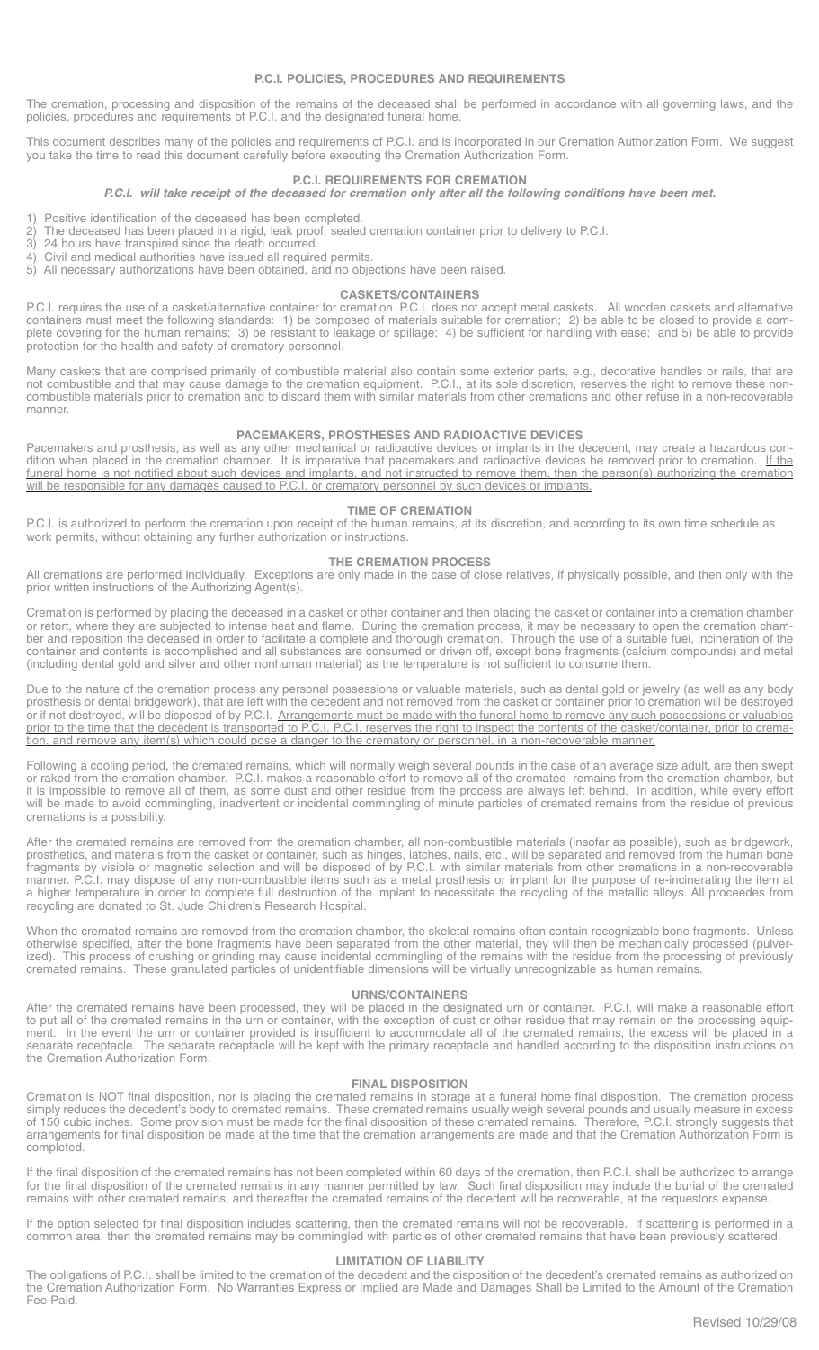# P.C.I. POLICIES, PROCEDURES AND REQUIREMENTS

The cremation, processing and disposition of the remains of the deceased shall be performed in accordance with all governing laws, and the policies, procedures and requirements of P.C.I. and the designated funeral home.

This document describes many of the policies and requirements of P.C.I. and is incorporated in our Cremation Authorization Form. We suggest you take the time to read this document carefully before executing the Cremation Authorization Form.

## P.C.I. REQUIREMENTS FOR CREMATION

***P.C.I. will take receipt of the deceased for cremation only after all the following conditions have been met.***

1) Positive identification of the deceased has been completed.
2) The deceased has been placed in a rigid, leak proof, sealed cremation container prior to delivery to P.C.I.
3) 24 hours have transpired since the death occurred.
4) Civil and medical authorities have issued all required permits.
5) All necessary authorizations have been obtained, and no objections have been raised.

## CASKETS/CONTAINERS

P.C.I. requires the use of a casket/alternative container for cremation. P.C.I. does not accept metal caskets. All wooden caskets and alternative containers must meet the following standards: 1) be composed of materials suitable for cremation; 2) be able to be closed to provide a complete covering for the human remains; 3) be resistant to leakage or spillage; 4) be sufficient for handling with ease; and 5) be able to provide protection for the health and safety of crematory personnel.

Many caskets that are comprised primarily of combustible material also contain some exterior parts, e.g., decorative handles or rails, that are not combustible and that may cause damage to the cremation equipment. P.C.I., at its sole discretion, reserves the right to remove these non-combustible materials prior to cremation and to discard them with similar materials from other cremations and other refuse in a non-recoverable manner.

## PACEMAKERS, PROSTHESES AND RADIOACTIVE DEVICES

Pacemakers and prosthesis, as well as any other mechanical or radioactive devices or implants in the decedent, may create a hazardous condition when placed in the cremation chamber. It is imperative that pacemakers and radioactive devices be removed prior to cremation. <u>If the funeral home is not notified about such devices and implants, and not instructed to remove them, then the person(s) authorizing the cremation will be responsible for any damages caused to P.C.I. or crematory personnel by such devices or implants.</u>

## TIME OF CREMATION

P.C.I. is authorized to perform the cremation upon receipt of the human remains, at its discretion, and according to its own time schedule as work permits, without obtaining any further authorization or instructions.

## THE CREMATION PROCESS

All cremations are performed individually. Exceptions are only made in the case of close relatives, if physically possible, and then only with the prior written instructions of the Authorizing Agent(s).

Cremation is performed by placing the deceased in a casket or other container and then placing the casket or container into a cremation chamber or retort, where they are subjected to intense heat and flame. During the cremation process, it may be necessary to open the cremation chamber and reposition the deceased in order to facilitate a complete and thorough cremation. Through the use of a suitable fuel, incineration of the container and contents is accomplished and all substances are consumed or driven off, except bone fragments (calcium compounds) and metal (including dental gold and silver and other nonhuman material) as the temperature is not sufficient to consume them.

Due to the nature of the cremation process any personal possessions or valuable materials, such as dental gold or jewelry (as well as any body prosthesis or dental bridgework), that are left with the decedent and not removed from the casket or container prior to cremation will be destroyed or if not destroyed, will be disposed of by P.C.I. <u>Arrangements must be made with the funeral home to remove any such possessions or valuables prior to the time that the decedent is transported to P.C.I. P.C.I. reserves the right to inspect the contents of the casket/container, prior to cremation, and remove any item(s) which could pose a danger to the crematory or personnel, in a non-recoverable manner.</u>

Following a cooling period, the cremated remains, which will normally weigh several pounds in the case of an average size adult, are then swept or raked from the cremation chamber. P.C.I. makes a reasonable effort to remove all of the cremated remains from the cremation chamber, but it is impossible to remove all of them, as some dust and other residue from the process are always left behind. In addition, while every effort will be made to avoid commingling, inadvertent or incidental commingling of minute particles of cremated remains from the residue of previous cremations is a possibility.

After the cremated remains are removed from the cremation chamber, all non-combustible materials (insofar as possible), such as bridgework, prosthetics, and materials from the casket or container, such as hinges, latches, nails, etc., will be separated and removed from the human bone fragments by visible or magnetic selection and will be disposed of by P.C.I. with similar materials from other cremations in a non-recoverable manner. P.C.I. may dispose of any non-combustible items such as a metal prosthesis or implant for the purpose of re-incinerating the item at a higher temperature in order to complete full destruction of the implant to necessitate the recycling of the metallic alloys. All proceedes from recycling are donated to St. Jude Children's Research Hospital.

When the cremated remains are removed from the cremation chamber, the skeletal remains often contain recognizable bone fragments. Unless otherwise specified, after the bone fragments have been separated from the other material, they will then be mechanically processed (pulverized). This process of crushing or grinding may cause incidental commingling of the remains with the residue from the processing of previously cremated remains. These granulated particles of unidentifiable dimensions will be virtually unrecognizable as human remains.

## URNS/CONTAINERS

After the cremated remains have been processed, they will be placed in the designated urn or container. P.C.I. will make a reasonable effort to put all of the cremated remains in the urn or container, with the exception of dust or other residue that may remain on the processing equipment. In the event the urn or container provided is insufficient to accommodate all of the cremated remains, the excess will be placed in a separate receptacle. The separate receptacle will be kept with the primary receptacle and handled according to the disposition instructions on the Cremation Authorization Form.

## FINAL DISPOSITION

Cremation is NOT final disposition, nor is placing the cremated remains in storage at a funeral home final disposition. The cremation process simply reduces the decedent's body to cremated remains. These cremated remains usually weigh several pounds and usually measure in excess of 150 cubic inches. Some provision must be made for the final disposition of these cremated remains. Therefore, P.C.I. strongly suggests that arrangements for final disposition be made at the time that the cremation arrangements are made and that the Cremation Authorization Form is completed.

If the final disposition of the cremated remains has not been completed within 60 days of the cremation, then P.C.I. shall be authorized to arrange for the final disposition of the cremated remains in any manner permitted by law. Such final disposition may include the burial of the cremated remains with other cremated remains, and thereafter the cremated remains of the decedent will be recoverable, at the requestors expense.

If the option selected for final disposition includes scattering, then the cremated remains will not be recoverable. If scattering is performed in a common area, then the cremated remains may be commingled with particles of other cremated remains that have been previously scattered.

## LIMITATION OF LIABILITY

The obligations of P.C.I. shall be limited to the cremation of the decedent and the disposition of the decedent's cremated remains as authorized on the Cremation Authorization Form. No Warranties Express or Implied are Made and Damages Shall be Limited to the Amount of the Cremation Fee Paid.

Revised 10/29/08